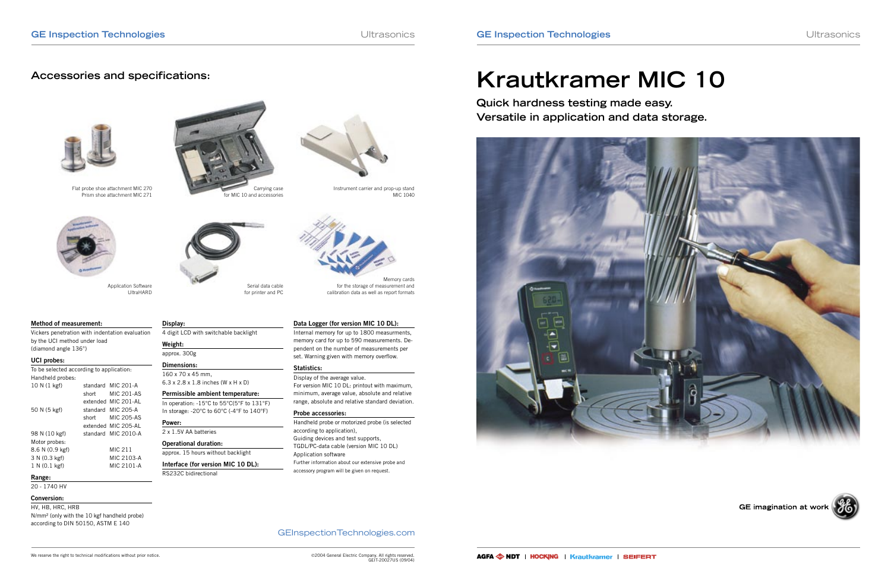## Accessories and specifications:

Flat probe shoe attachment MIC 270
Prism shoe attachment MIC 271

Carrying case
for MIC 10 and accessories

Instrument carrier and prop-up stand
MIC 1040

Application Software
UltraHARD

Serial data cable
for printer and PC

Memory cards
for the storage of measurement and
calibration data as well as report formats

**Method of measurement:**

Vickers penetration with indentation evaluation by the UCI method under load (diamond angle 136°)

**UCI probes:**

To be selected according to application:

Handheld probes:

| | | |
|---|---|---|
| 10 N (1 kgf) | standard | MIC 201-A |
| | short | MIC 201-AS |
| | extended | MIC 201-AL |
| 50 N (5 kgf) | standard | MIC 205-A |
| | short | MIC 205-AS |
| | extended | MIC 205-AL |
| 98 N (10 kgf) | standard | MIC 2010-A |

Motor probes:

| | |
|---|---|
| 8.6 N (0.9 kgf) | MIC 211 |
| 3 N (0.3 kgf) | MIC 2103-A |
| 1 N (0.1 kgf) | MIC 2101-A |

**Range:**

20 - 1740 HV

**Conversion:**

HV, HB, HRC, HRB
N/mm² (only with the 10 kgf handheld probe)
according to DIN 50150, ASTM E 140

**Display:**

4 digit LCD with switchable backlight

**Weight:**

approx. 300g

**Dimensions:**

160 x 70 x 45 mm,
6.3 x 2.8 x 1.8 inches (W x H x D)

**Permissible ambient temperature:**

In operation: -15°C to 55°C(5°F to 131°F)
In storage: -20°C to 60°C (-4°F to 140°F)

**Power:**

2 x 1.5V AA batteries

**Operational duration:**

approx. 15 hours without backlight

**Interface (for version MIC 10 DL):**

RS232C bidirectional

**Data Logger (for version MIC 10 DL):**

Internal memory for up to 1800 measurments, memory card for up to 590 measurements. Dependent on the number of measurements per set. Warning given with memory overflow.

**Statistics:**

Display of the average value.
For version MIC 10 DL: printout with maximum, minimum, average value, absolute and relative range, absolute and relative standard deviation.

**Probe accessories:**

Handheld probe or motorized probe (is selected according to application),
Guiding devices and test supports,
TGDL/PC-data cable (version MIC 10 DL)
Application software
Further information about our extensive probe and accessory program will be given on request.

GEInspectionTechnologies.com

We reserve the right to technical modifications without prior notice.

©2004 General Electric Company. All rights reserved.
GEIT-20027US (09/04)

# Krautkramer MIC 10

## Quick hardness testing made easy.
## Versatile in application and data storage.

GE imagination at work

AGFA NDT | HOCKING | Krautkramer | SEIFERT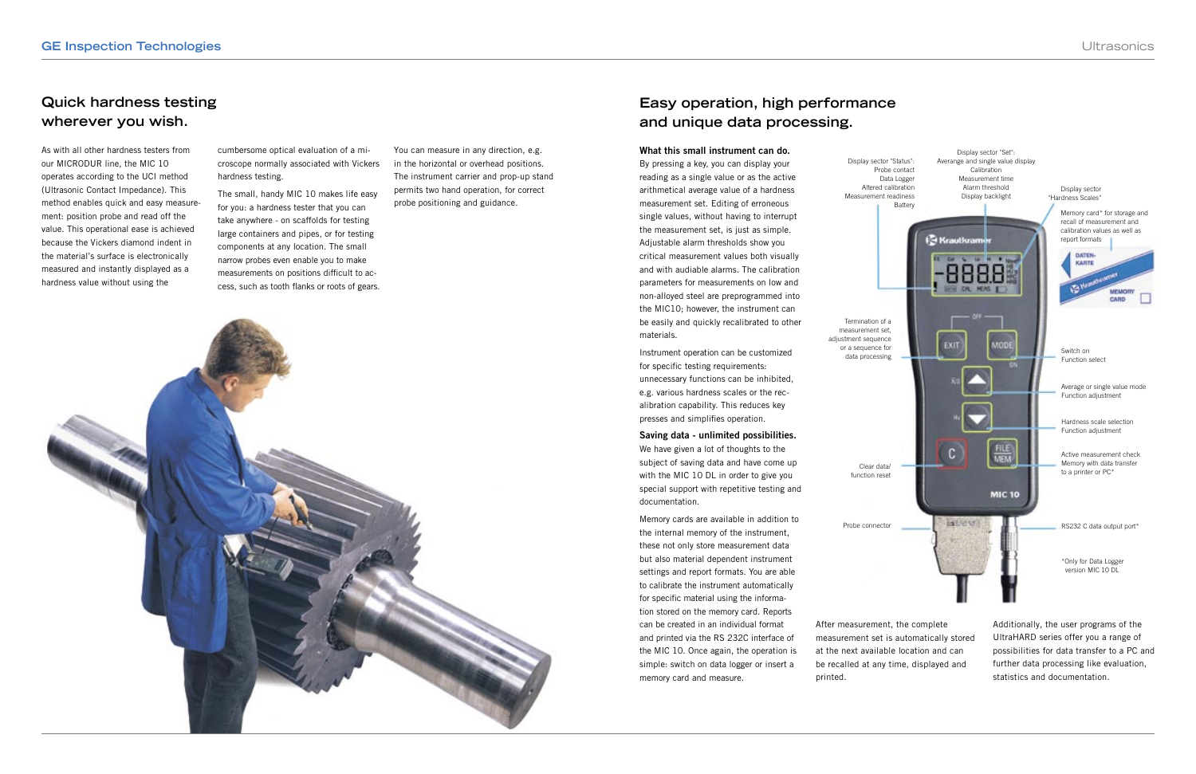## Quick hardness testing wherever you wish.

As with all other hardness testers from our MICRODUR line, the MIC 10 operates according to the UCI method (Ultrasonic Contact Impedance). This method enables quick and easy measurement: position probe and read off the value. This operational ease is achieved because the Vickers diamond indent in the material's surface is electronically measured and instantly displayed as a hardness value without using the cumbersome optical evaluation of a microscope normally associated with Vickers hardness testing.

The small, handy MIC 10 makes life easy for you: a hardness tester that you can take anywhere - on scaffolds for testing large containers and pipes, or for testing components at any location. The small narrow probes even enable you to make measurements on positions difficult to access, such as tooth flanks or roots of gears.

You can measure in any direction, e.g. in the horizontal or overhead positions. The instrument carrier and prop-up stand permits two hand operation, for correct probe positioning and guidance.

## Easy operation, high performance and unique data processing.

**What this small instrument can do.**
By pressing a key, you can display your reading as a single value or as the active arithmetical average value of a hardness measurement set. Editing of erroneous single values, without having to interrupt the measurement set, is just as simple. Adjustable alarm thresholds show you critical measurement values both visually and with audiable alarms. The calibration parameters for measurements on low and non-alloyed steel are preprogrammed into the MIC10; however, the instrument can be easily and quickly recalibrated to other materials.

Instrument operation can be customized for specific testing requirements: unnecessary functions can be inhibited, e.g. various hardness scales or the recalibration capability. This reduces key presses and simplifies operation.

**Saving data - unlimited possibilities.**
We have given a lot of thoughts to the subject of saving data and have come up with the MIC 10 DL in order to give you special support with repetitive testing and documentation.

Memory cards are available in addition to the internal memory of the instrument, these not only store measurement data but also material dependent instrument settings and report formats. You are able to calibrate the instrument automatically for specific material using the information stored on the memory card. Reports can be created in an individual format and printed via the RS 232C interface of the MIC 10. Once again, the operation is simple: switch on data logger or insert a memory card and measure.

Display sector "Status":
Probe contact
Data Logger
Altered calibration
Measurement readiness
Battery

Display sector "Set":
Averange and single value display
Calibration
Measurement time
Alarm threshold
Display backlight

Display sector "Hardness Scales"

Memory card* for storage and recall of measurement and calibration values as well as report formats

Termination of a measurement set, adjustment sequence or a sequence for data processing

Switch on
Function select

Average or single value mode
Function adjustment

Hardness scale selection
Function adjustment

Active measurement check
Memory with data transfer to a printer or PC*

Clear data/ function reset

Probe connector

RS232 C data output port*

*Only for Data Logger version MIC 10 DL

After measurement, the complete measurement set is automatically stored at the next available location and can be recalled at any time, displayed and printed.

Additionally, the user programs of the UltraHARD series offer you a range of possibilities for data transfer to a PC and further data processing like evaluation, statistics and documentation.